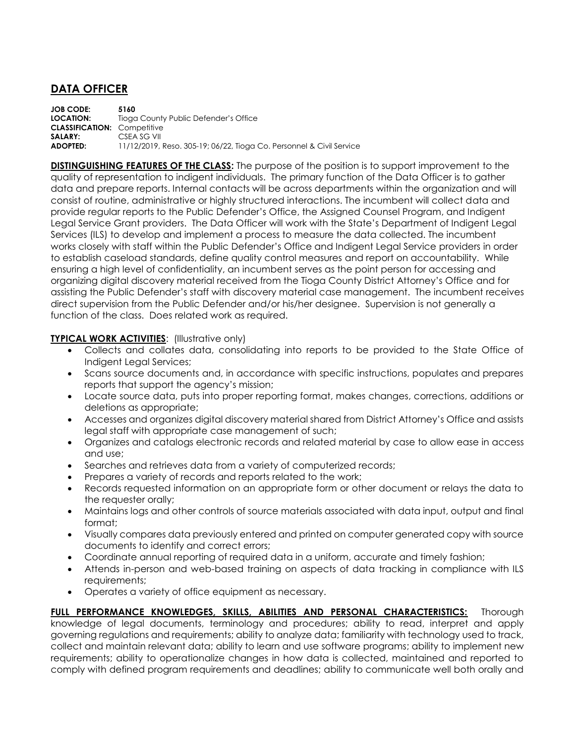# DATA OFFICER

**JOB CODE:** **5160**
**LOCATION:** Tioga County Public Defender's Office
**CLASSIFICATION:** Competitive
**SALARY:** CSEA SG VII
**ADOPTED:** 11/12/2019, Reso. 305-19; 06/22, Tioga Co. Personnel & Civil Service

**DISTINGUISHING FEATURES OF THE CLASS:** The purpose of the position is to support improvement to the quality of representation to indigent individuals. The primary function of the Data Officer is to gather data and prepare reports. Internal contacts will be across departments within the organization and will consist of routine, administrative or highly structured interactions. The incumbent will collect data and provide regular reports to the Public Defender's Office, the Assigned Counsel Program, and Indigent Legal Service Grant providers. The Data Officer will work with the State's Department of Indigent Legal Services (ILS) to develop and implement a process to measure the data collected. The incumbent works closely with staff within the Public Defender's Office and Indigent Legal Service providers in order to establish caseload standards, define quality control measures and report on accountability. While ensuring a high level of confidentiality, an incumbent serves as the point person for accessing and organizing digital discovery material received from the Tioga County District Attorney's Office and for assisting the Public Defender's staff with discovery material case management. The incumbent receives direct supervision from the Public Defender and/or his/her designee. Supervision is not generally a function of the class. Does related work as required.

**TYPICAL WORK ACTIVITIES**: (Illustrative only)

- Collects and collates data, consolidating into reports to be provided to the State Office of Indigent Legal Services;
- Scans source documents and, in accordance with specific instructions, populates and prepares reports that support the agency's mission;
- Locate source data, puts into proper reporting format, makes changes, corrections, additions or deletions as appropriate;
- Accesses and organizes digital discovery material shared from District Attorney's Office and assists legal staff with appropriate case management of such;
- Organizes and catalogs electronic records and related material by case to allow ease in access and use;
- Searches and retrieves data from a variety of computerized records;
- Prepares a variety of records and reports related to the work;
- Records requested information on an appropriate form or other document or relays the data to the requester orally;
- Maintains logs and other controls of source materials associated with data input, output and final format;
- Visually compares data previously entered and printed on computer generated copy with source documents to identify and correct errors;
- Coordinate annual reporting of required data in a uniform, accurate and timely fashion;
- Attends in-person and web-based training on aspects of data tracking in compliance with ILS requirements;
- Operates a variety of office equipment as necessary.

**FULL PERFORMANCE KNOWLEDGES, SKILLS, ABILITIES AND PERSONAL CHARACTERISTICS:** Thorough knowledge of legal documents, terminology and procedures; ability to read, interpret and apply governing regulations and requirements; ability to analyze data; familiarity with technology used to track, collect and maintain relevant data; ability to learn and use software programs; ability to implement new requirements; ability to operationalize changes in how data is collected, maintained and reported to comply with defined program requirements and deadlines; ability to communicate well both orally and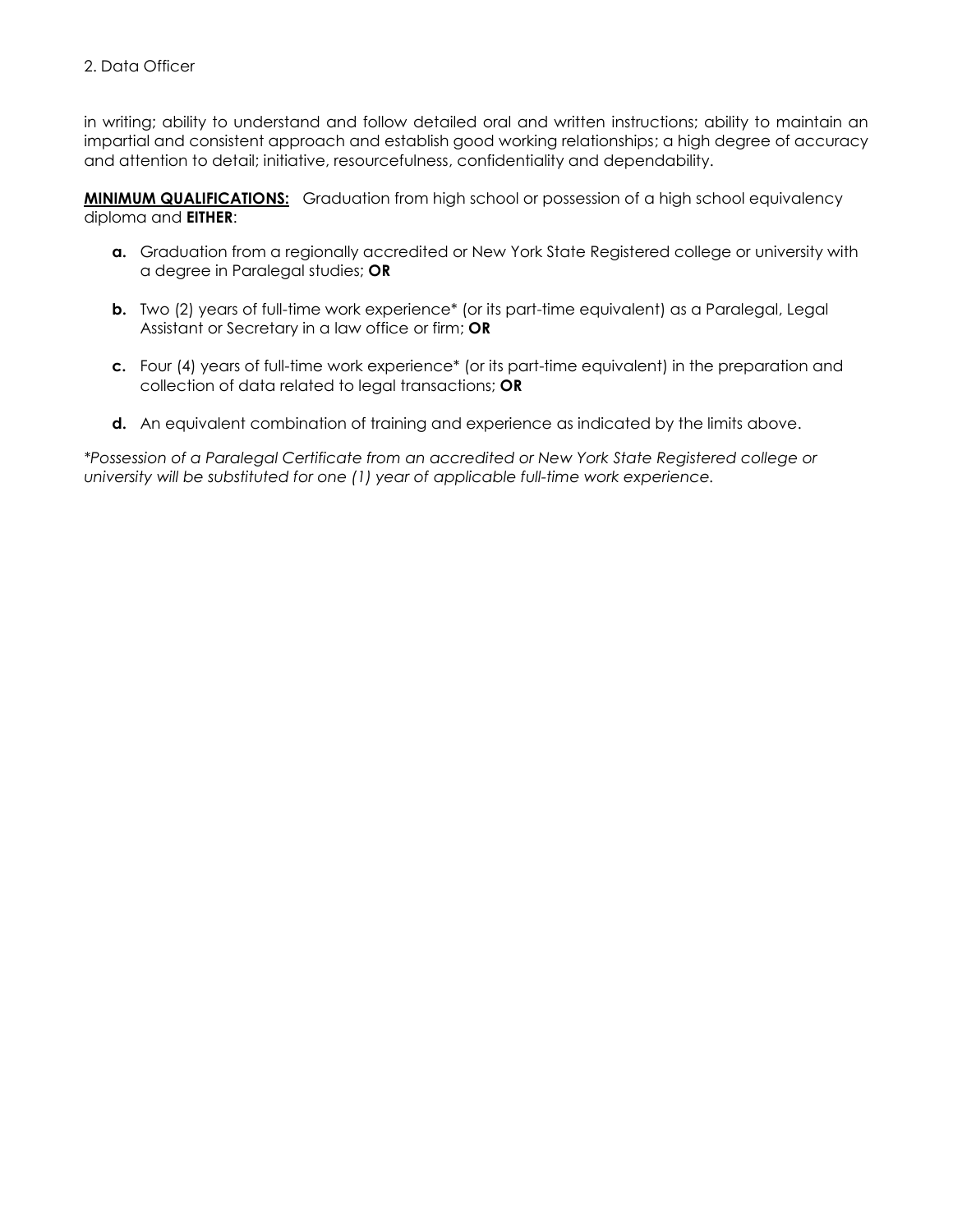in writing; ability to understand and follow detailed oral and written instructions; ability to maintain an impartial and consistent approach and establish good working relationships; a high degree of accuracy and attention to detail; initiative, resourcefulness, confidentiality and dependability.

**MINIMUM QUALIFICATIONS:** Graduation from high school or possession of a high school equivalency diploma and **EITHER**:

- **a.** Graduation from a regionally accredited or New York State Registered college or university with a degree in Paralegal studies; **OR**
- **b.** Two (2) years of full-time work experience* (or its part-time equivalent) as a Paralegal, Legal Assistant or Secretary in a law office or firm; **OR**
- **c.** Four (4) years of full-time work experience* (or its part-time equivalent) in the preparation and collection of data related to legal transactions; **OR**
- **d.** An equivalent combination of training and experience as indicated by the limits above.

*\*Possession of a Paralegal Certificate from an accredited or New York State Registered college or university will be substituted for one (1) year of applicable full-time work experience.*